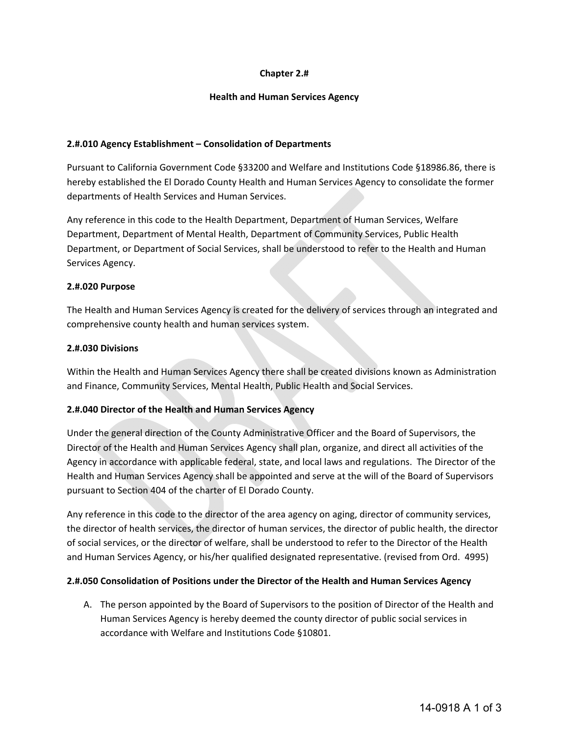# Chapter 2.#

## Health and Human Services Agency

### 2.#.010 Agency Establishment – Consolidation of Departments

Pursuant to California Government Code §33200 and Welfare and Institutions Code §18986.86, there is hereby established the El Dorado County Health and Human Services Agency to consolidate the former departments of Health Services and Human Services.

Any reference in this code to the Health Department, Department of Human Services, Welfare Department, Department of Mental Health, Department of Community Services, Public Health Department, or Department of Social Services, shall be understood to refer to the Health and Human Services Agency.

### 2.#.020 Purpose

The Health and Human Services Agency is created for the delivery of services through an integrated and comprehensive county health and human services system.

### 2.#.030 Divisions

Within the Health and Human Services Agency there shall be created divisions known as Administration and Finance, Community Services, Mental Health, Public Health and Social Services.

### 2.#.040 Director of the Health and Human Services Agency

Under the general direction of the County Administrative Officer and the Board of Supervisors, the Director of the Health and Human Services Agency shall plan, organize, and direct all activities of the Agency in accordance with applicable federal, state, and local laws and regulations. The Director of the Health and Human Services Agency shall be appointed and serve at the will of the Board of Supervisors pursuant to Section 404 of the charter of El Dorado County.

Any reference in this code to the director of the area agency on aging, director of community services, the director of health services, the director of human services, the director of public health, the director of social services, or the director of welfare, shall be understood to refer to the Director of the Health and Human Services Agency, or his/her qualified designated representative. (revised from Ord. 4995)

### 2.#.050 Consolidation of Positions under the Director of the Health and Human Services Agency

A. The person appointed by the Board of Supervisors to the position of Director of the Health and Human Services Agency is hereby deemed the county director of public social services in accordance with Welfare and Institutions Code §10801.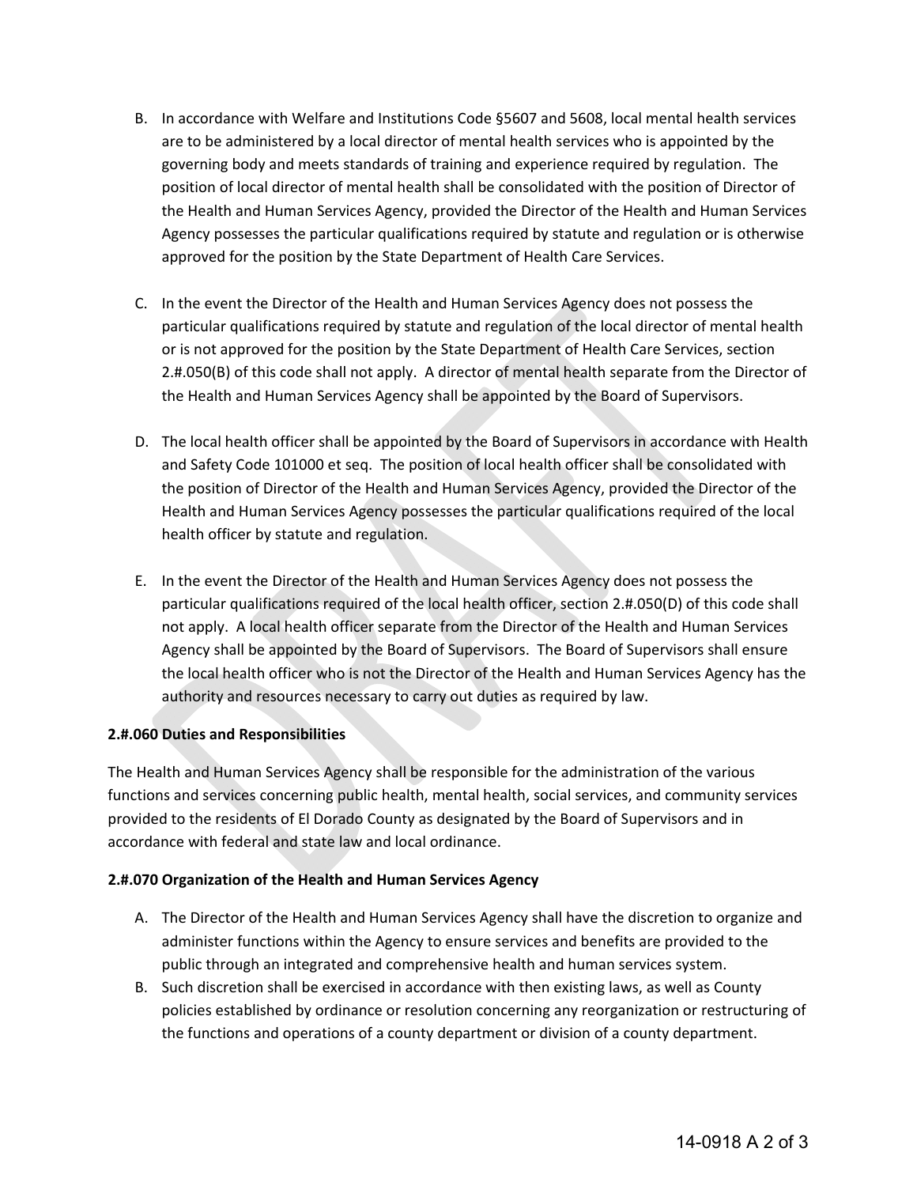B. In accordance with Welfare and Institutions Code §5607 and 5608, local mental health services are to be administered by a local director of mental health services who is appointed by the governing body and meets standards of training and experience required by regulation. The position of local director of mental health shall be consolidated with the position of Director of the Health and Human Services Agency, provided the Director of the Health and Human Services Agency possesses the particular qualifications required by statute and regulation or is otherwise approved for the position by the State Department of Health Care Services.

C. In the event the Director of the Health and Human Services Agency does not possess the particular qualifications required by statute and regulation of the local director of mental health or is not approved for the position by the State Department of Health Care Services, section 2.#.050(B) of this code shall not apply. A director of mental health separate from the Director of the Health and Human Services Agency shall be appointed by the Board of Supervisors.

D. The local health officer shall be appointed by the Board of Supervisors in accordance with Health and Safety Code 101000 et seq. The position of local health officer shall be consolidated with the position of Director of the Health and Human Services Agency, provided the Director of the Health and Human Services Agency possesses the particular qualifications required of the local health officer by statute and regulation.

E. In the event the Director of the Health and Human Services Agency does not possess the particular qualifications required of the local health officer, section 2.#.050(D) of this code shall not apply. A local health officer separate from the Director of the Health and Human Services Agency shall be appointed by the Board of Supervisors. The Board of Supervisors shall ensure the local health officer who is not the Director of the Health and Human Services Agency has the authority and resources necessary to carry out duties as required by law.

**2.#.060 Duties and Responsibilities**

The Health and Human Services Agency shall be responsible for the administration of the various functions and services concerning public health, mental health, social services, and community services provided to the residents of El Dorado County as designated by the Board of Supervisors and in accordance with federal and state law and local ordinance.

**2.#.070 Organization of the Health and Human Services Agency**

A. The Director of the Health and Human Services Agency shall have the discretion to organize and administer functions within the Agency to ensure services and benefits are provided to the public through an integrated and comprehensive health and human services system.

B. Such discretion shall be exercised in accordance with then existing laws, as well as County policies established by ordinance or resolution concerning any reorganization or restructuring of the functions and operations of a county department or division of a county department.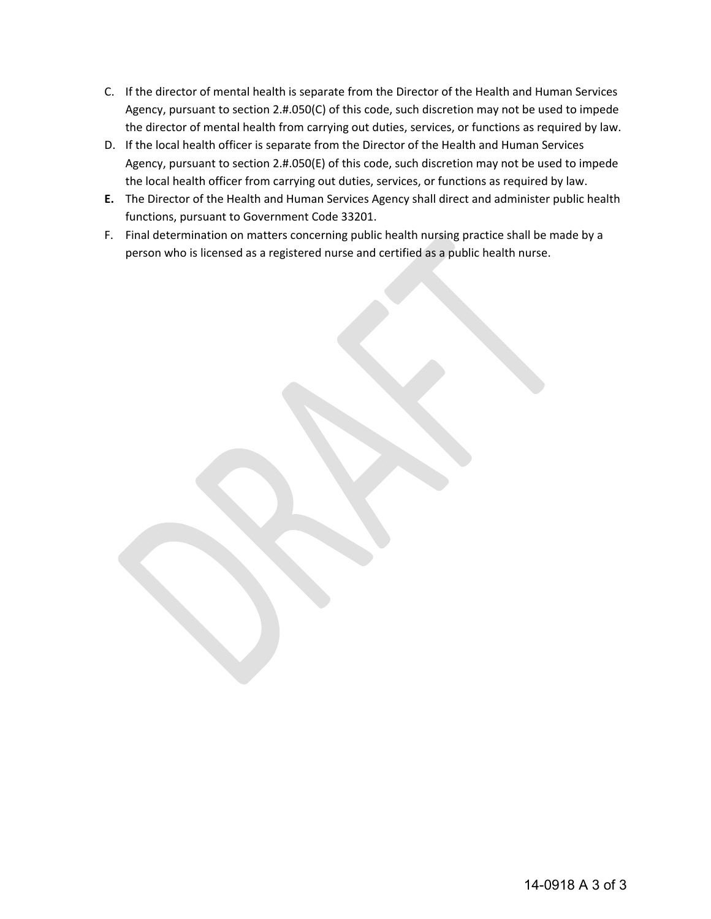C. If the director of mental health is separate from the Director of the Health and Human Services Agency, pursuant to section 2.#.050(C) of this code, such discretion may not be used to impede the director of mental health from carrying out duties, services, or functions as required by law.

D. If the local health officer is separate from the Director of the Health and Human Services Agency, pursuant to section 2.#.050(E) of this code, such discretion may not be used to impede the local health officer from carrying out duties, services, or functions as required by law.

**E.** The Director of the Health and Human Services Agency shall direct and administer public health functions, pursuant to Government Code 33201.

F. Final determination on matters concerning public health nursing practice shall be made by a person who is licensed as a registered nurse and certified as a public health nurse.